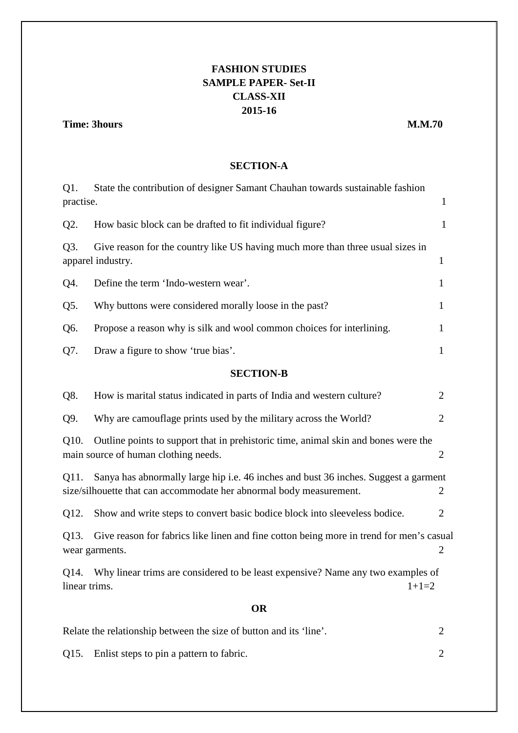**FASHION STUDIES**
**SAMPLE PAPER- Set-II**
**CLASS-XII**
**2015-16**

**Time: 3hours** **M.M.70**

## SECTION-A

Q1. State the contribution of designer Samant Chauhan towards sustainable fashion practise. 1

Q2. How basic block can be drafted to fit individual figure? 1

Q3. Give reason for the country like US having much more than three usual sizes in apparel industry. 1

Q4. Define the term 'Indo-western wear'. 1

Q5. Why buttons were considered morally loose in the past? 1

Q6. Propose a reason why is silk and wool common choices for interlining. 1

Q7. Draw a figure to show 'true bias'. 1

## SECTION-B

Q8. How is marital status indicated in parts of India and western culture? 2

Q9. Why are camouflage prints used by the military across the World? 2

Q10. Outline points to support that in prehistoric time, animal skin and bones were the main source of human clothing needs. 2

Q11. Sanya has abnormally large hip i.e. 46 inches and bust 36 inches. Suggest a garment size/silhouette that can accommodate her abnormal body measurement. 2

Q12. Show and write steps to convert basic bodice block into sleeveless bodice. 2

Q13. Give reason for fabrics like linen and fine cotton being more in trend for men's casual wear garments. 2

Q14. Why linear trims are considered to be least expensive? Name any two examples of linear trims. 1+1=2

**OR**

Relate the relationship between the size of button and its 'line'. 2

Q15. Enlist steps to pin a pattern to fabric. 2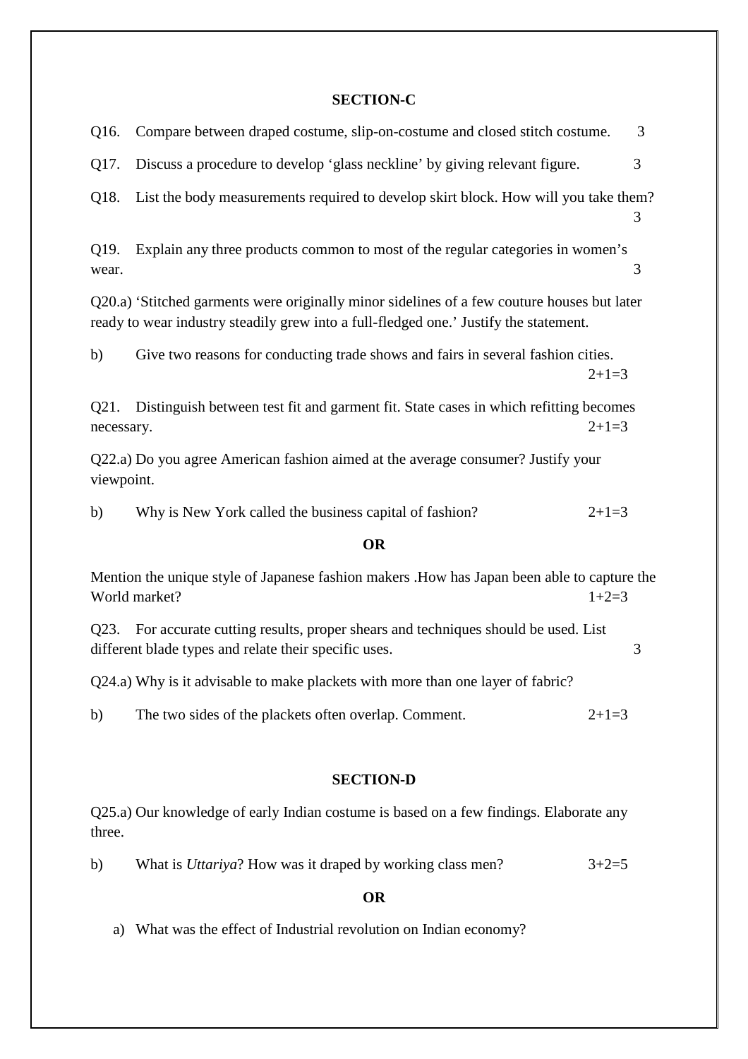## SECTION-C

Q16. Compare between draped costume, slip-on-costume and closed stitch costume. 3

Q17. Discuss a procedure to develop 'glass neckline' by giving relevant figure. 3

Q18. List the body measurements required to develop skirt block. How will you take them? 3

Q19. Explain any three products common to most of the regular categories in women's wear. 3

Q20.a) 'Stitched garments were originally minor sidelines of a few couture houses but later ready to wear industry steadily grew into a full-fledged one.' Justify the statement.

b) Give two reasons for conducting trade shows and fairs in several fashion cities. 2+1=3

Q21. Distinguish between test fit and garment fit. State cases in which refitting becomes necessary. 2+1=3

Q22.a) Do you agree American fashion aimed at the average consumer? Justify your viewpoint.

b) Why is New York called the business capital of fashion? 2+1=3

**OR**

Mention the unique style of Japanese fashion makers .How has Japan been able to capture the World market? 1+2=3

Q23. For accurate cutting results, proper shears and techniques should be used. List different blade types and relate their specific uses. 3

Q24.a) Why is it advisable to make plackets with more than one layer of fabric?

b) The two sides of the plackets often overlap. Comment. 2+1=3

## SECTION-D

Q25.a) Our knowledge of early Indian costume is based on a few findings. Elaborate any three.

b) What is *Uttariya*? How was it draped by working class men? 3+2=5

**OR**

a) What was the effect of Industrial revolution on Indian economy?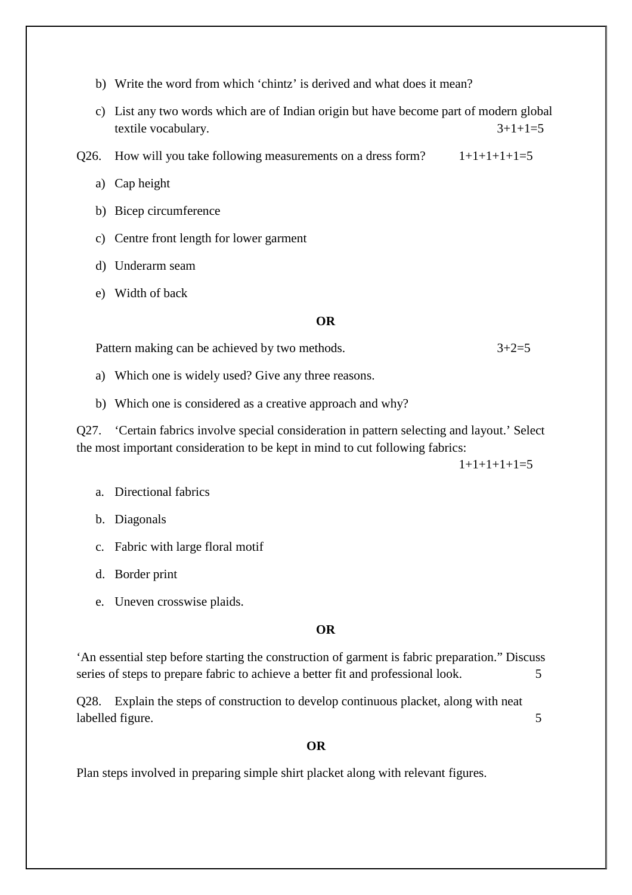b) Write the word from which 'chintz' is derived and what does it mean?

c) List any two words which are of Indian origin but have become part of modern global textile vocabulary. 3+1+1=5

Q26. How will you take following measurements on a dress form? 1+1+1+1+1=5

a) Cap height

b) Bicep circumference

c) Centre front length for lower garment

d) Underarm seam

e) Width of back

**OR**

Pattern making can be achieved by two methods. 3+2=5

a) Which one is widely used? Give any three reasons.

b) Which one is considered as a creative approach and why?

Q27. 'Certain fabrics involve special consideration in pattern selecting and layout.' Select the most important consideration to be kept in mind to cut following fabrics:

1+1+1+1+1=5

a. Directional fabrics

b. Diagonals

c. Fabric with large floral motif

d. Border print

e. Uneven crosswise plaids.

**OR**

'An essential step before starting the construction of garment is fabric preparation." Discuss series of steps to prepare fabric to achieve a better fit and professional look. 5

Q28. Explain the steps of construction to develop continuous placket, along with neat labelled figure. 5

**OR**

Plan steps involved in preparing simple shirt placket along with relevant figures.